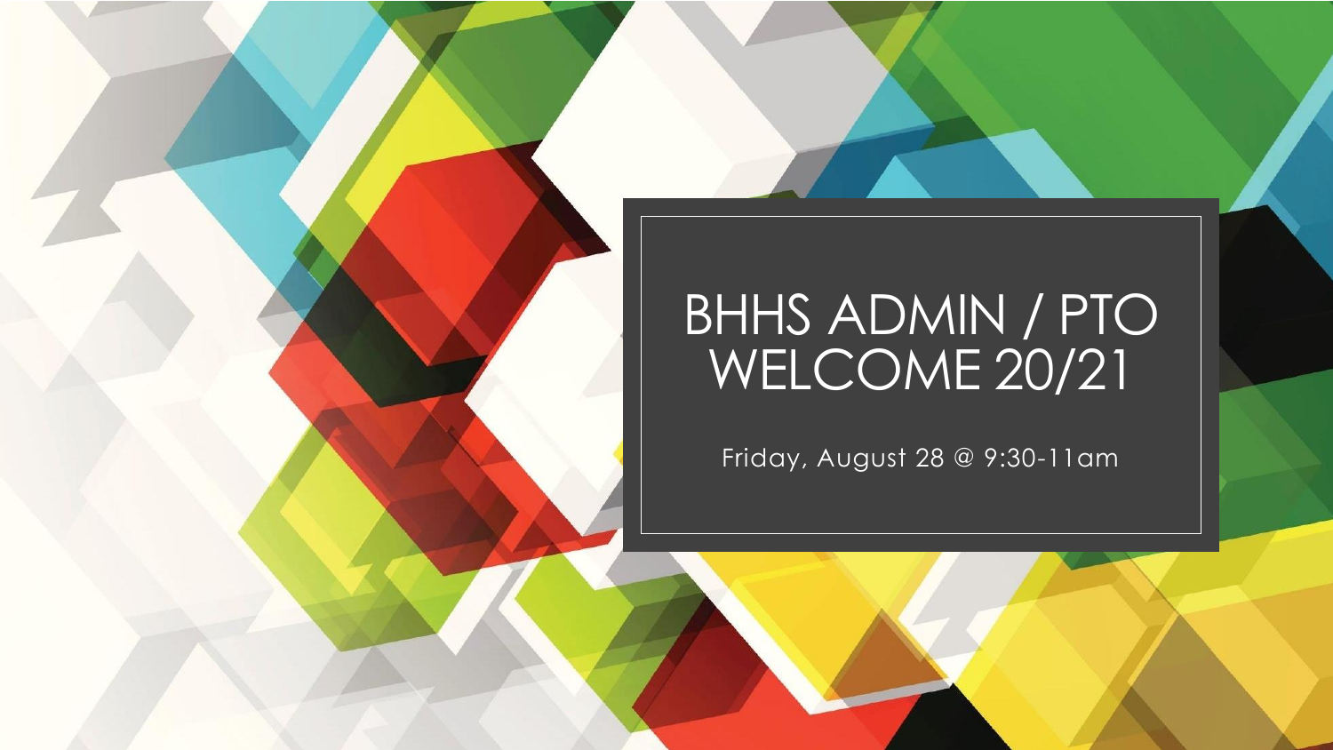# BHHS ADMIN / PTO WELCOME 20/21

Friday, August 28 @ 9:30-11am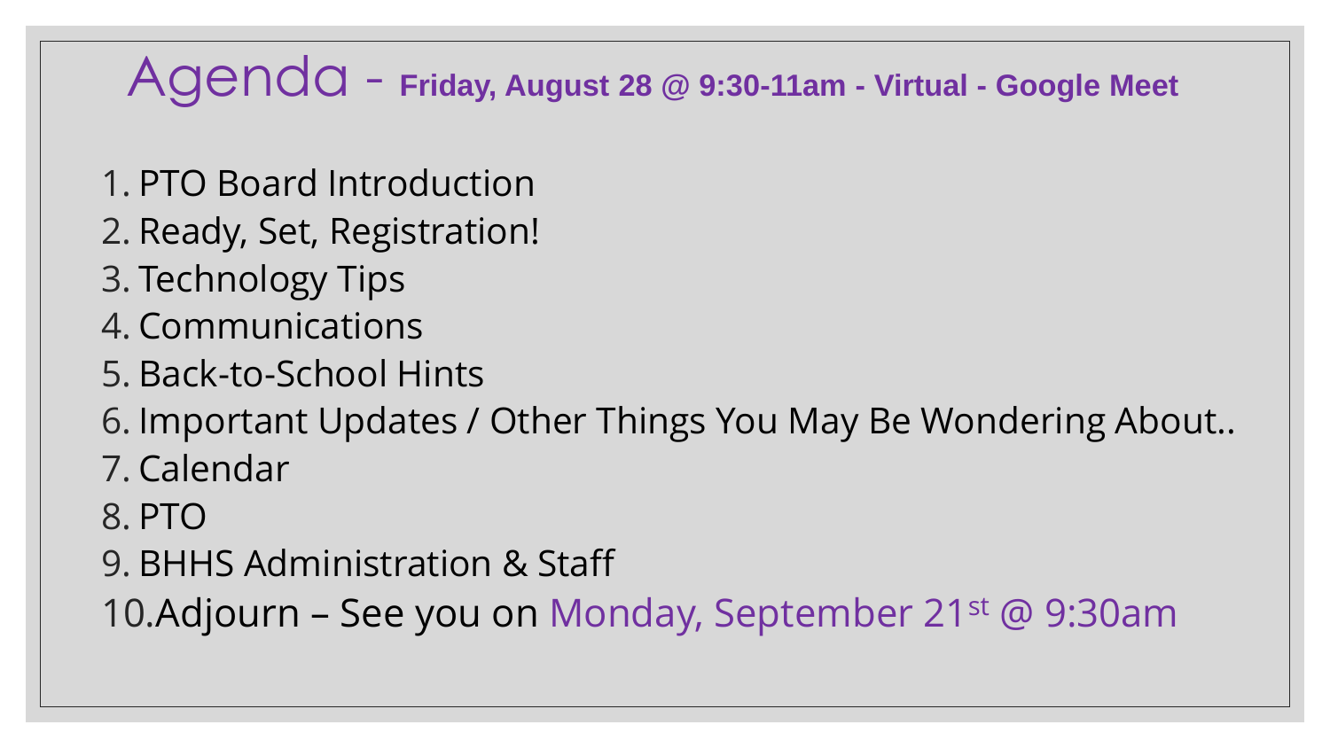# Agenda - **Friday, August 28 @ 9:30-11am - Virtual - Google Meet**

1. PTO Board Introduction
2. Ready, Set, Registration!
3. Technology Tips
4. Communications
5. Back-to-School Hints
6. Important Updates / Other Things You May Be Wondering About..
7. Calendar
8. PTO
9. BHHS Administration & Staff
10. Adjourn – See you on Monday, September 21st @ 9:30am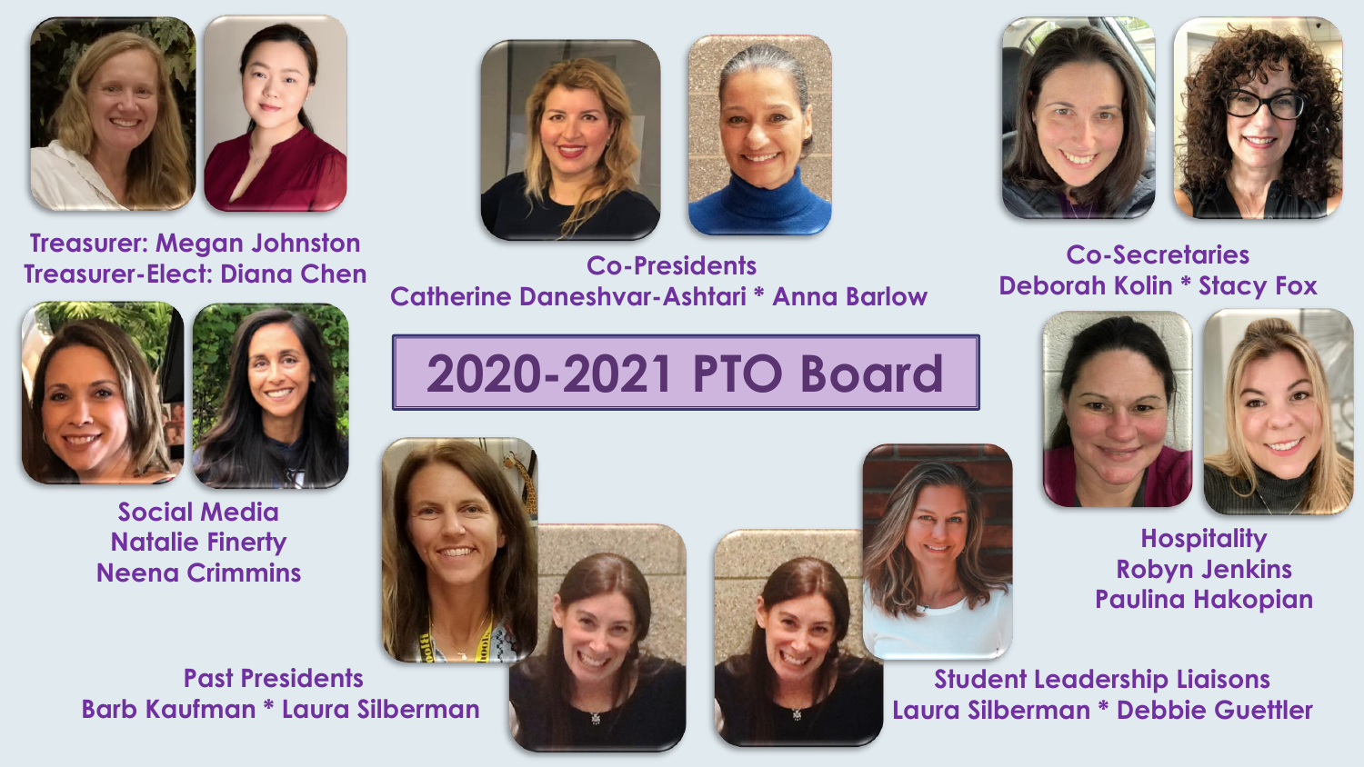# 2020-2021 PTO Board

**Co-Presidents**
Catherine Daneshvar-Ashtari * Anna Barlow

**Treasurer:** Megan Johnston
**Treasurer-Elect:** Diana Chen

**Co-Secretaries**
Deborah Kolin * Stacy Fox

**Social Media**
Natalie Finerty
Neena Crimmins

**Hospitality**
Robyn Jenkins
Paulina Hakopian

**Past Presidents**
Barb Kaufman * Laura Silberman

**Student Leadership Liaisons**
Laura Silberman * Debbie Guettler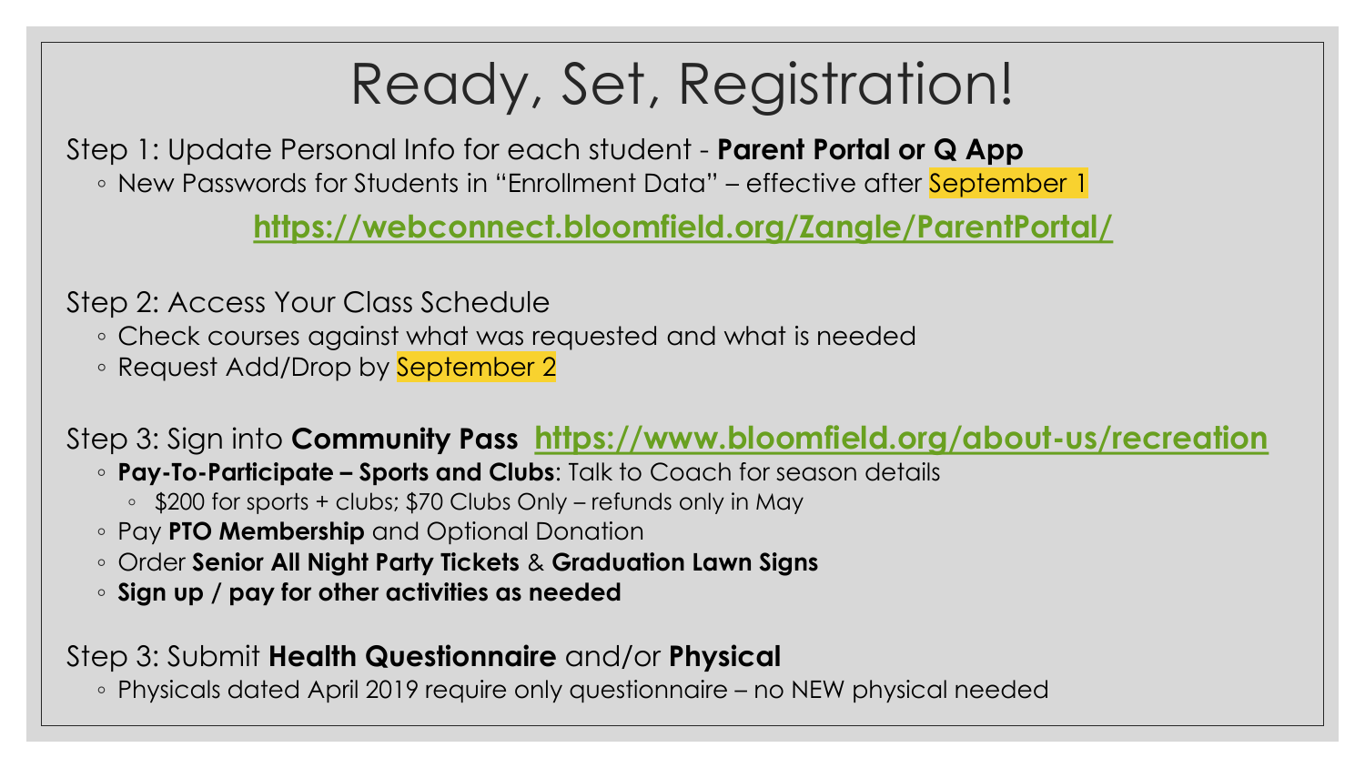# Ready, Set, Registration!

Step 1: Update Personal Info for each student - **Parent Portal or Q App**

- New Passwords for Students in "Enrollment Data" – effective after September 1

**https://webconnect.bloomfield.org/Zangle/ParentPortal/**

Step 2: Access Your Class Schedule

- Check courses against what was requested and what is needed
- Request Add/Drop by September 2

Step 3: Sign into **Community Pass** **https://www.bloomfield.org/about-us/recreation**

- **Pay-To-Participate – Sports and Clubs**: Talk to Coach for season details
  - $200 for sports + clubs; $70 Clubs Only – refunds only in May
- Pay **PTO Membership** and Optional Donation
- Order **Senior All Night Party Tickets** & **Graduation Lawn Signs**
- **Sign up / pay for other activities as needed**

Step 3: Submit **Health Questionnaire** and/or **Physical**

- Physicals dated April 2019 require only questionnaire – no NEW physical needed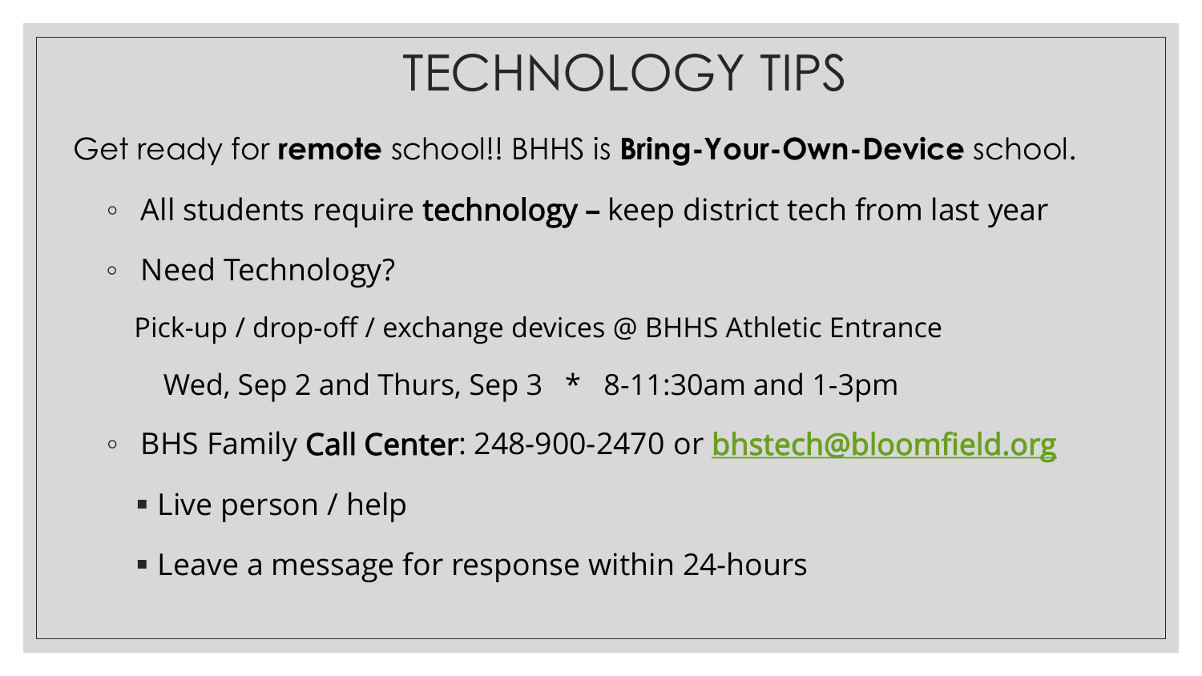# TECHNOLOGY TIPS

Get ready for **remote** school!! BHHS is **Bring-Your-Own-Device** school.

- All students require **technology –** keep district tech from last year
- Need Technology?

  Pick-up / drop-off / exchange devices @ BHHS Athletic Entrance

  Wed, Sep 2 and Thurs, Sep 3 * 8-11:30am and 1-3pm

- BHS Family **Call Center**: 248-900-2470 or [bhstech@bloomfield.org](mailto:bhstech@bloomfield.org)
  - Live person / help
  - Leave a message for response within 24-hours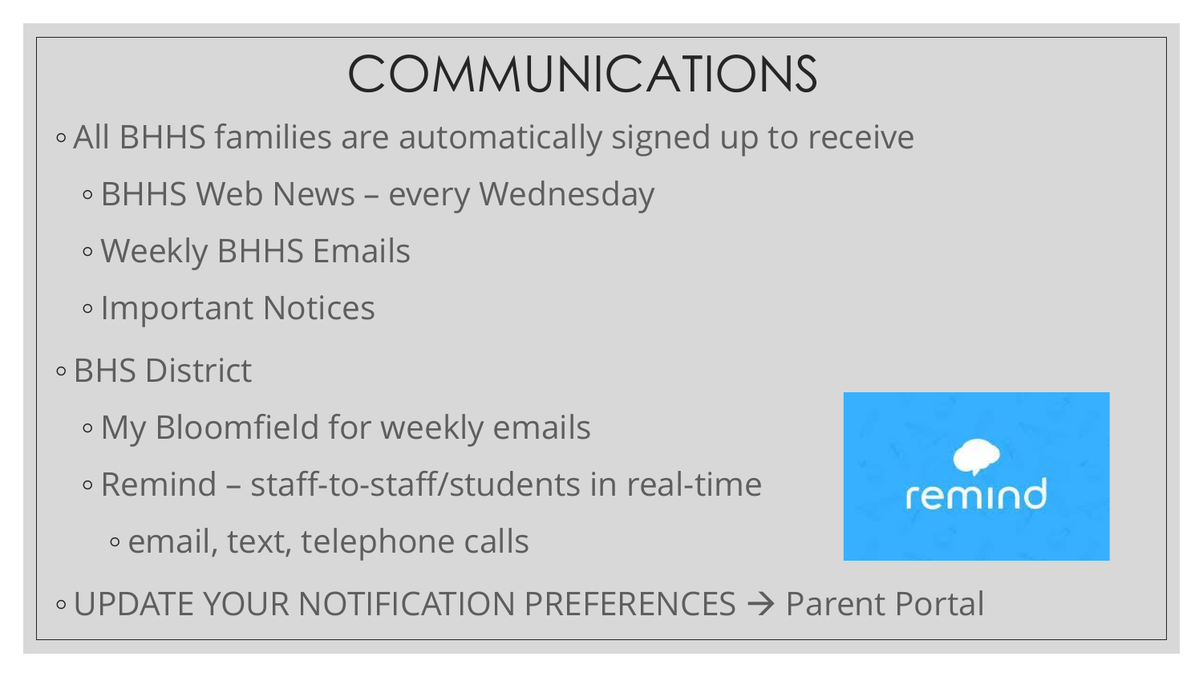# COMMUNICATIONS

- All BHHS families are automatically signed up to receive
  - BHHS Web News – every Wednesday
  - Weekly BHHS Emails
  - Important Notices
- BHS District
  - My Bloomfield for weekly emails
  - Remind – staff-to-staff/students in real-time
    - email, text, telephone calls
- UPDATE YOUR NOTIFICATION PREFERENCES → Parent Portal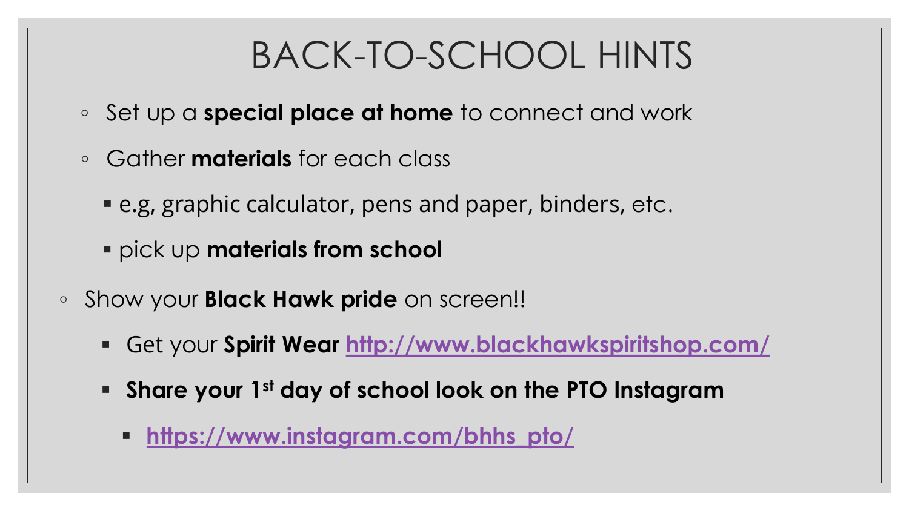# BACK-TO-SCHOOL HINTS

- Set up a **special place at home** to connect and work
- Gather **materials** for each class
  - e.g, graphic calculator, pens and paper, binders, etc.
  - pick up **materials from school**
- Show your **Black Hawk pride** on screen!!
  - Get your **Spirit Wear** **http://www.blackhawkspiritshop.com/**
  - **Share your 1st day of school look on the PTO Instagram**
    - **https://www.instagram.com/bhhs_pto/**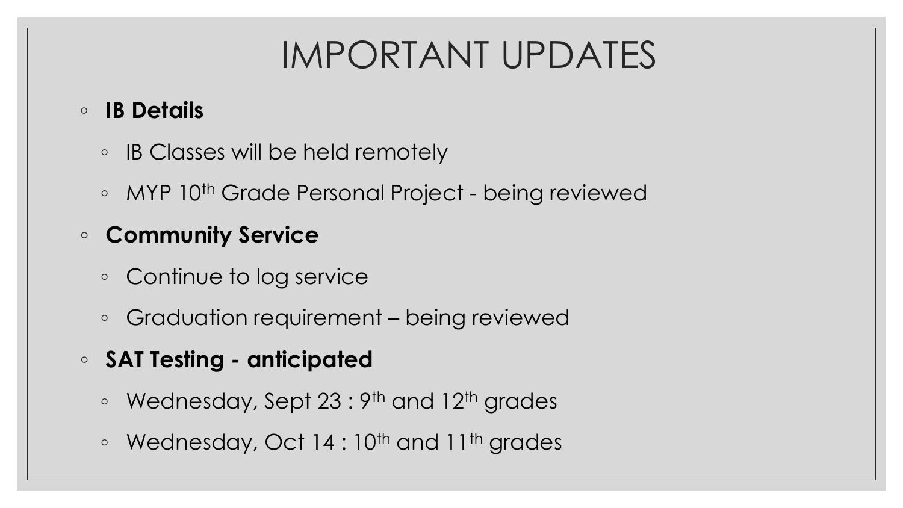# IMPORTANT UPDATES

- **IB Details**
  - IB Classes will be held remotely
  - MYP 10th Grade Personal Project - being reviewed
- **Community Service**
  - Continue to log service
  - Graduation requirement – being reviewed
- **SAT Testing - anticipated**
  - Wednesday, Sept 23 : 9th and 12th grades
  - Wednesday, Oct 14 : 10th and 11th grades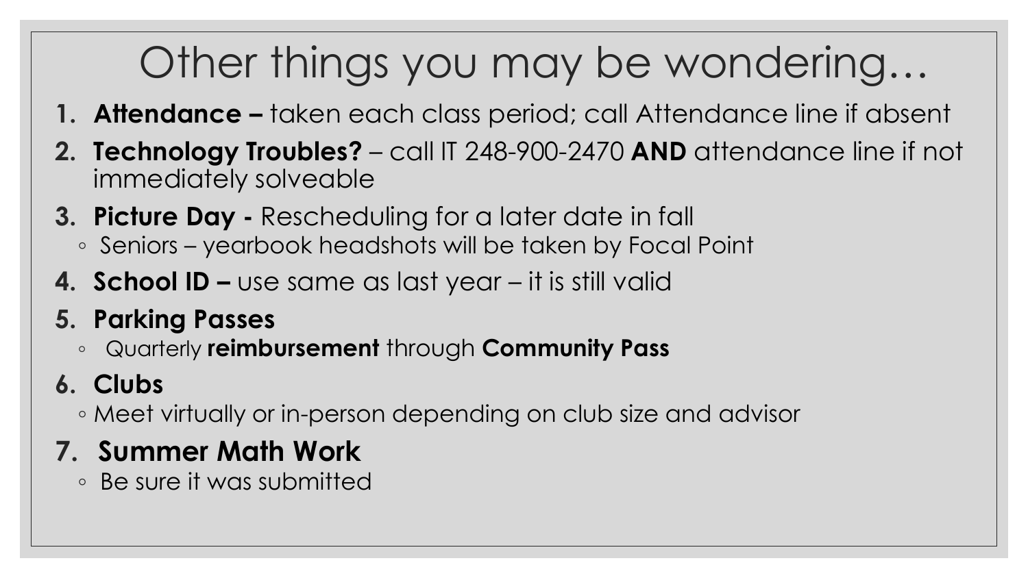# Other things you may be wondering…

1. **Attendance –** taken each class period; call Attendance line if absent
2. **Technology Troubles?** – call IT 248-900-2470 **AND** attendance line if not immediately solveable
3. **Picture Day -** Rescheduling for a later date in fall
   - Seniors – yearbook headshots will be taken by Focal Point
4. **School ID –** use same as last year – it is still valid
5. **Parking Passes**
   - Quarterly **reimbursement** through **Community Pass**
6. **Clubs**
   - Meet virtually or in-person depending on club size and advisor
7. **Summer Math Work**
   - Be sure it was submitted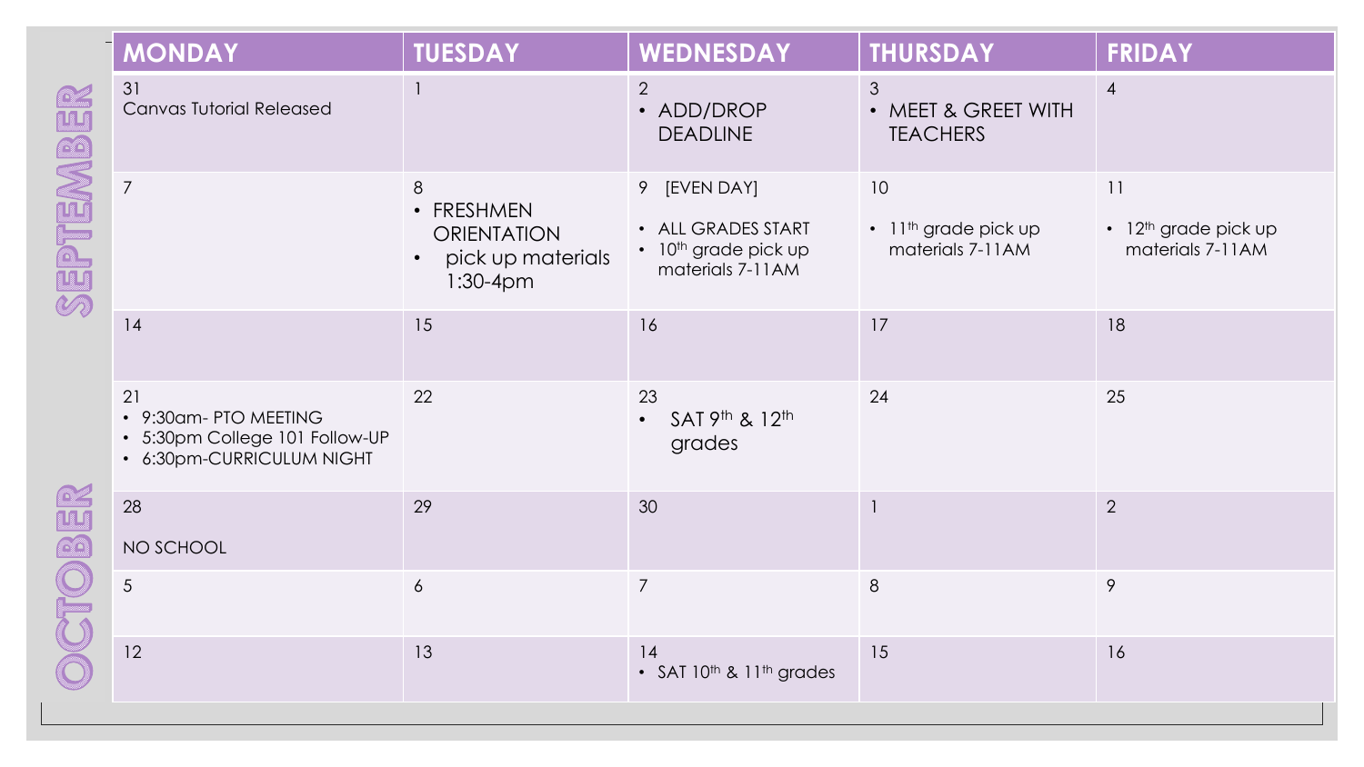**SEPTEMBER**

**OCTOBER**

| MONDAY | TUESDAY | WEDNESDAY | THURSDAY | FRIDAY |
|---|---|---|---|---|
| 31<br>Canvas Tutorial Released | 1 | 2<br>• ADD/DROP DEADLINE | 3<br>• MEET & GREET WITH TEACHERS | 4 |
| 7 | 8<br>• FRESHMEN ORIENTATION<br>• pick up materials 1:30-4pm | 9 [EVEN DAY]<br>• ALL GRADES START<br>• 10th grade pick up materials 7-11AM | 10<br>• 11th grade pick up materials 7-11AM | 11<br>• 12th grade pick up materials 7-11AM |
| 14 | 15 | 16 | 17 | 18 |
| 21<br>• 9:30am- PTO MEETING<br>• 5:30pm College 101 Follow-UP<br>• 6:30pm-CURRICULUM NIGHT | 22 | 23<br>• SAT 9th & 12th grades | 24 | 25 |
| 28<br>NO SCHOOL | 29 | 30 | 1 | 2 |
| 5 | 6 | 7 | 8 | 9 |
| 12 | 13 | 14<br>• SAT 10th & 11th grades | 15 | 16 |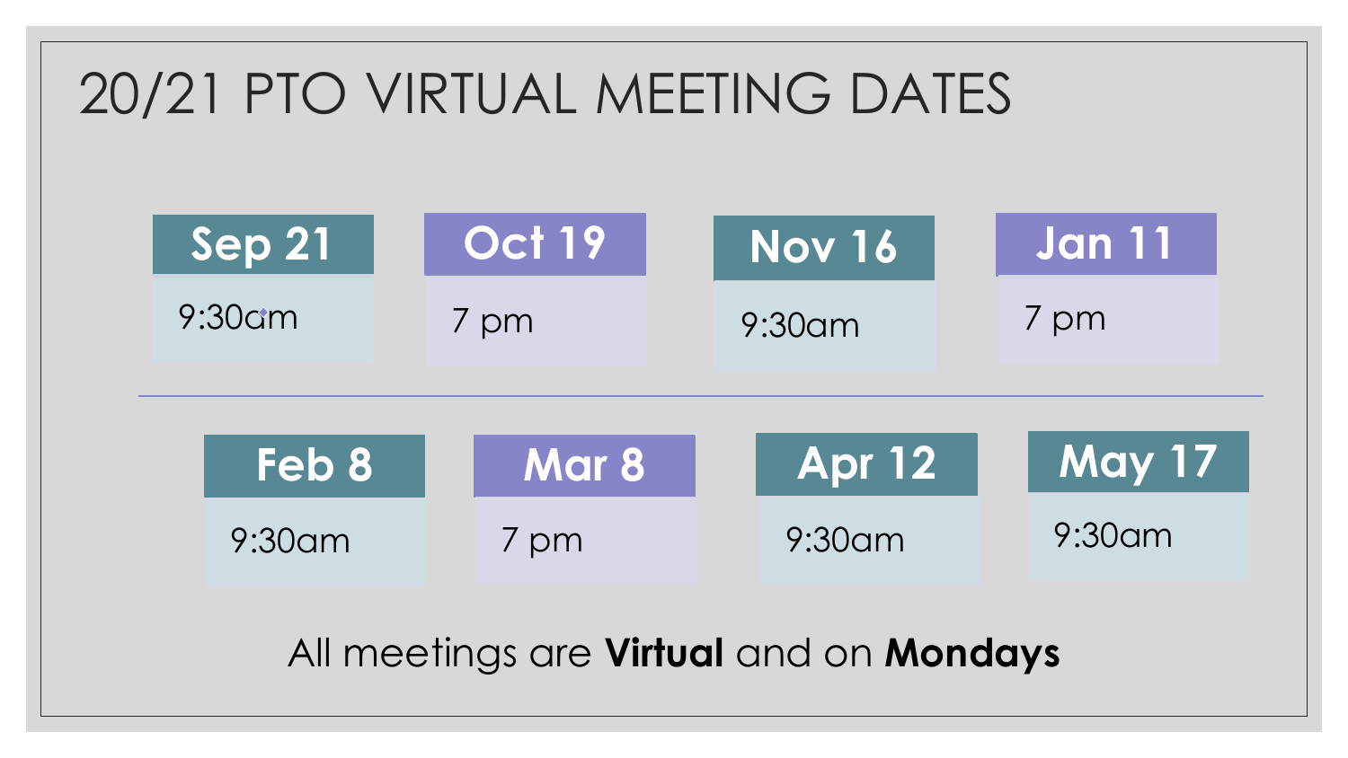# 20/21 PTO VIRTUAL MEETING DATES

| Sep 21 | Oct 19 | Nov 16 | Jan 11 |
|---|---|---|---|
| 9:30am | 7 pm | 9:30am | 7 pm |

| Feb 8 | Mar 8 | Apr 12 | May 17 |
|---|---|---|---|
| 9:30am | 7 pm | 9:30am | 9:30am |

All meetings are **Virtual** and on **Mondays**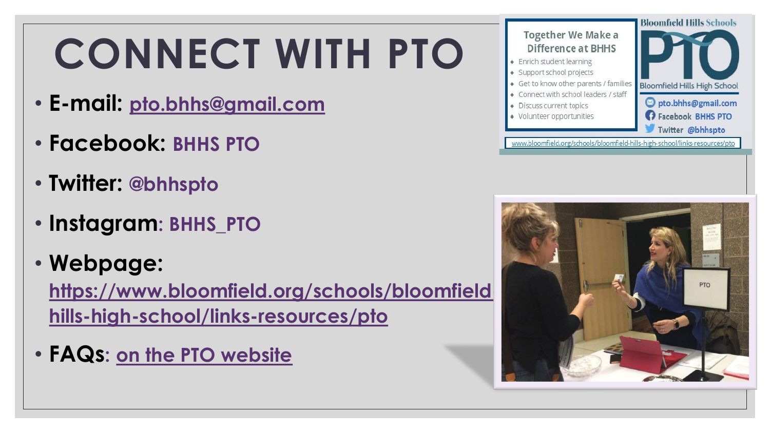# CONNECT WITH PTO

- **E-mail:** pto.bhhs@gmail.com
- **Facebook:** BHHS PTO
- **Twitter:** @bhhspto
- **Instagram:** BHHS_PTO
- **Webpage:** https://www.bloomfield.org/schools/bloomfield-hills-high-school/links-resources/pto
- **FAQs:** on the PTO website

Together We Make a Difference at BHHS

- Enrich student learning
- Support school projects
- Get to know other parents / families
- Connect with school leaders / staff
- Discuss current topics
- Volunteer opportunities

Bloomfield Hills Schools

PTO

Bloomfield Hills High School

pto.bhhs@gmail.com

Facebook BHHS PTO

Twitter @bhhspto

www.bloomfield.org/schools/bloomfield-hills-high-school/links-resources/pto